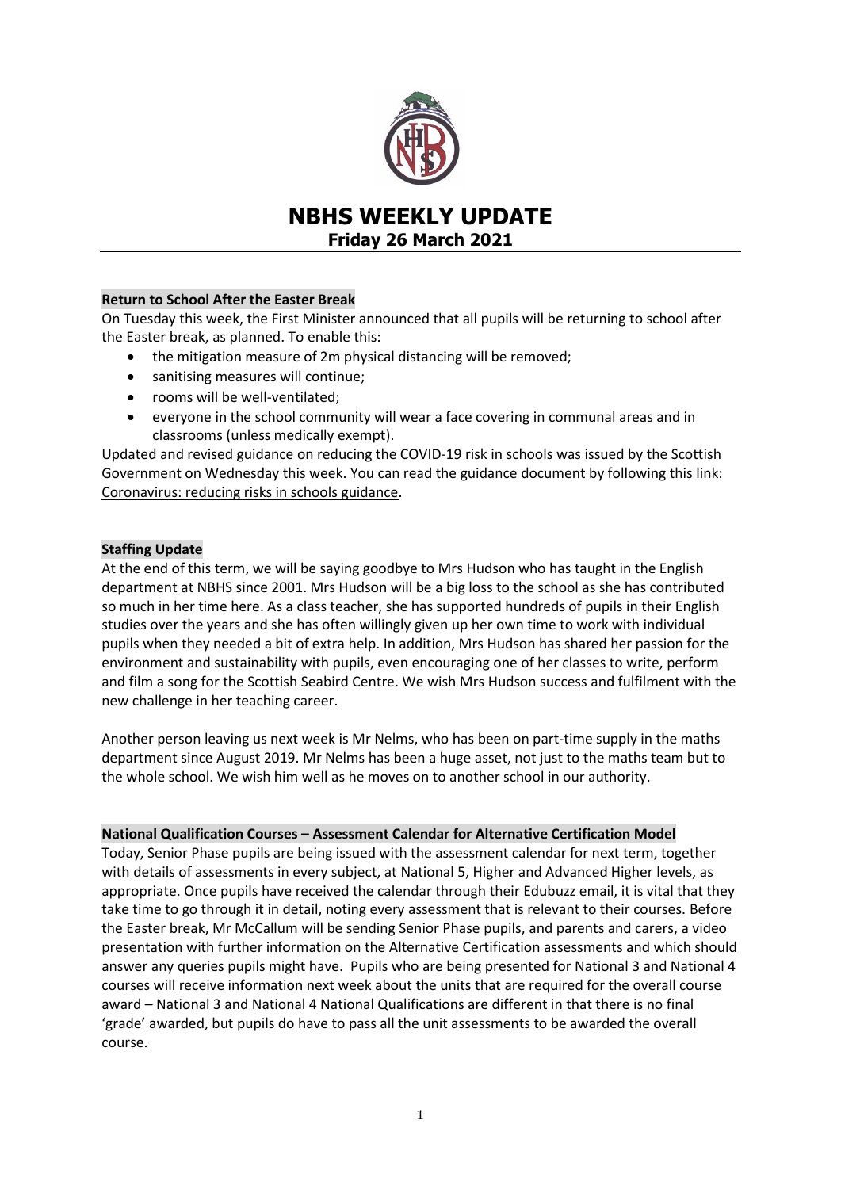# NBHS WEEKLY UPDATE

## Friday 26 March 2021

### Return to School After the Easter Break

On Tuesday this week, the First Minister announced that all pupils will be returning to school after the Easter break, as planned. To enable this:

- the mitigation measure of 2m physical distancing will be removed;
- sanitising measures will continue;
- rooms will be well-ventilated;
- everyone in the school community will wear a face covering in communal areas and in classrooms (unless medically exempt).

Updated and revised guidance on reducing the COVID-19 risk in schools was issued by the Scottish Government on Wednesday this week. You can read the guidance document by following this link: Coronavirus: reducing risks in schools guidance.

### Staffing Update

At the end of this term, we will be saying goodbye to Mrs Hudson who has taught in the English department at NBHS since 2001. Mrs Hudson will be a big loss to the school as she has contributed so much in her time here. As a class teacher, she has supported hundreds of pupils in their English studies over the years and she has often willingly given up her own time to work with individual pupils when they needed a bit of extra help. In addition, Mrs Hudson has shared her passion for the environment and sustainability with pupils, even encouraging one of her classes to write, perform and film a song for the Scottish Seabird Centre. We wish Mrs Hudson success and fulfilment with the new challenge in her teaching career.

Another person leaving us next week is Mr Nelms, who has been on part-time supply in the maths department since August 2019. Mr Nelms has been a huge asset, not just to the maths team but to the whole school. We wish him well as he moves on to another school in our authority.

### National Qualification Courses – Assessment Calendar for Alternative Certification Model

Today, Senior Phase pupils are being issued with the assessment calendar for next term, together with details of assessments in every subject, at National 5, Higher and Advanced Higher levels, as appropriate. Once pupils have received the calendar through their Edubuzz email, it is vital that they take time to go through it in detail, noting every assessment that is relevant to their courses. Before the Easter break, Mr McCallum will be sending Senior Phase pupils, and parents and carers, a video presentation with further information on the Alternative Certification assessments and which should answer any queries pupils might have. Pupils who are being presented for National 3 and National 4 courses will receive information next week about the units that are required for the overall course award – National 3 and National 4 National Qualifications are different in that there is no final 'grade' awarded, but pupils do have to pass all the unit assessments to be awarded the overall course.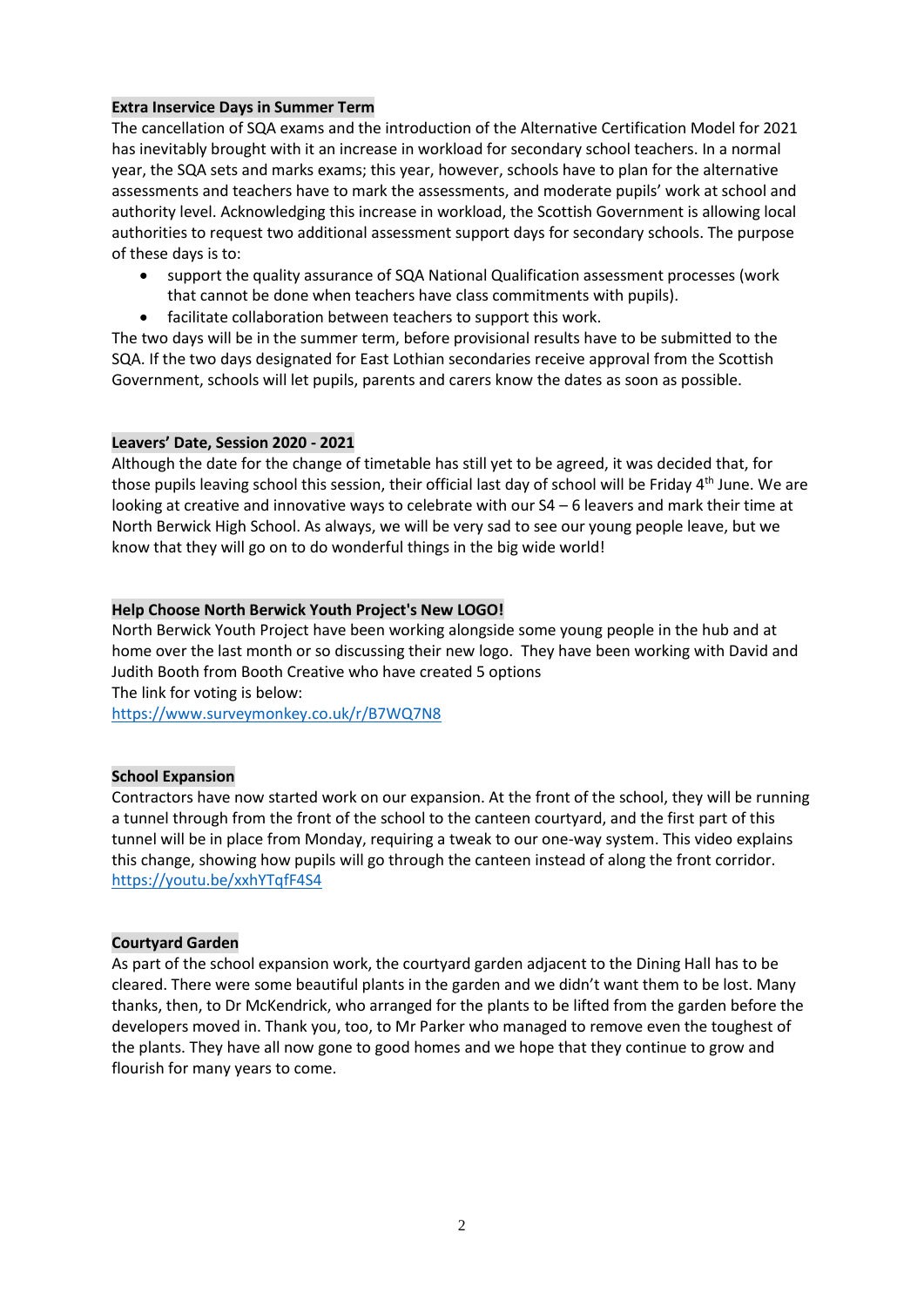**Extra Inservice Days in Summer Term**

The cancellation of SQA exams and the introduction of the Alternative Certification Model for 2021 has inevitably brought with it an increase in workload for secondary school teachers. In a normal year, the SQA sets and marks exams; this year, however, schools have to plan for the alternative assessments and teachers have to mark the assessments, and moderate pupils' work at school and authority level. Acknowledging this increase in workload, the Scottish Government is allowing local authorities to request two additional assessment support days for secondary schools. The purpose of these days is to:

- support the quality assurance of SQA National Qualification assessment processes (work that cannot be done when teachers have class commitments with pupils).
- facilitate collaboration between teachers to support this work.

The two days will be in the summer term, before provisional results have to be submitted to the SQA. If the two days designated for East Lothian secondaries receive approval from the Scottish Government, schools will let pupils, parents and carers know the dates as soon as possible.

**Leavers' Date, Session 2020 - 2021**

Although the date for the change of timetable has still yet to be agreed, it was decided that, for those pupils leaving school this session, their official last day of school will be Friday 4th June. We are looking at creative and innovative ways to celebrate with our S4 – 6 leavers and mark their time at North Berwick High School. As always, we will be very sad to see our young people leave, but we know that they will go on to do wonderful things in the big wide world!

**Help Choose North Berwick Youth Project's New LOGO!**

North Berwick Youth Project have been working alongside some young people in the hub and at home over the last month or so discussing their new logo. They have been working with David and Judith Booth from Booth Creative who have created 5 options

The link for voting is below:

https://www.surveymonkey.co.uk/r/B7WQ7N8

**School Expansion**

Contractors have now started work on our expansion. At the front of the school, they will be running a tunnel through from the front of the school to the canteen courtyard, and the first part of this tunnel will be in place from Monday, requiring a tweak to our one-way system. This video explains this change, showing how pupils will go through the canteen instead of along the front corridor.

https://youtu.be/xxhYTqfF4S4

**Courtyard Garden**

As part of the school expansion work, the courtyard garden adjacent to the Dining Hall has to be cleared. There were some beautiful plants in the garden and we didn't want them to be lost. Many thanks, then, to Dr McKendrick, who arranged for the plants to be lifted from the garden before the developers moved in. Thank you, too, to Mr Parker who managed to remove even the toughest of the plants. They have all now gone to good homes and we hope that they continue to grow and flourish for many years to come.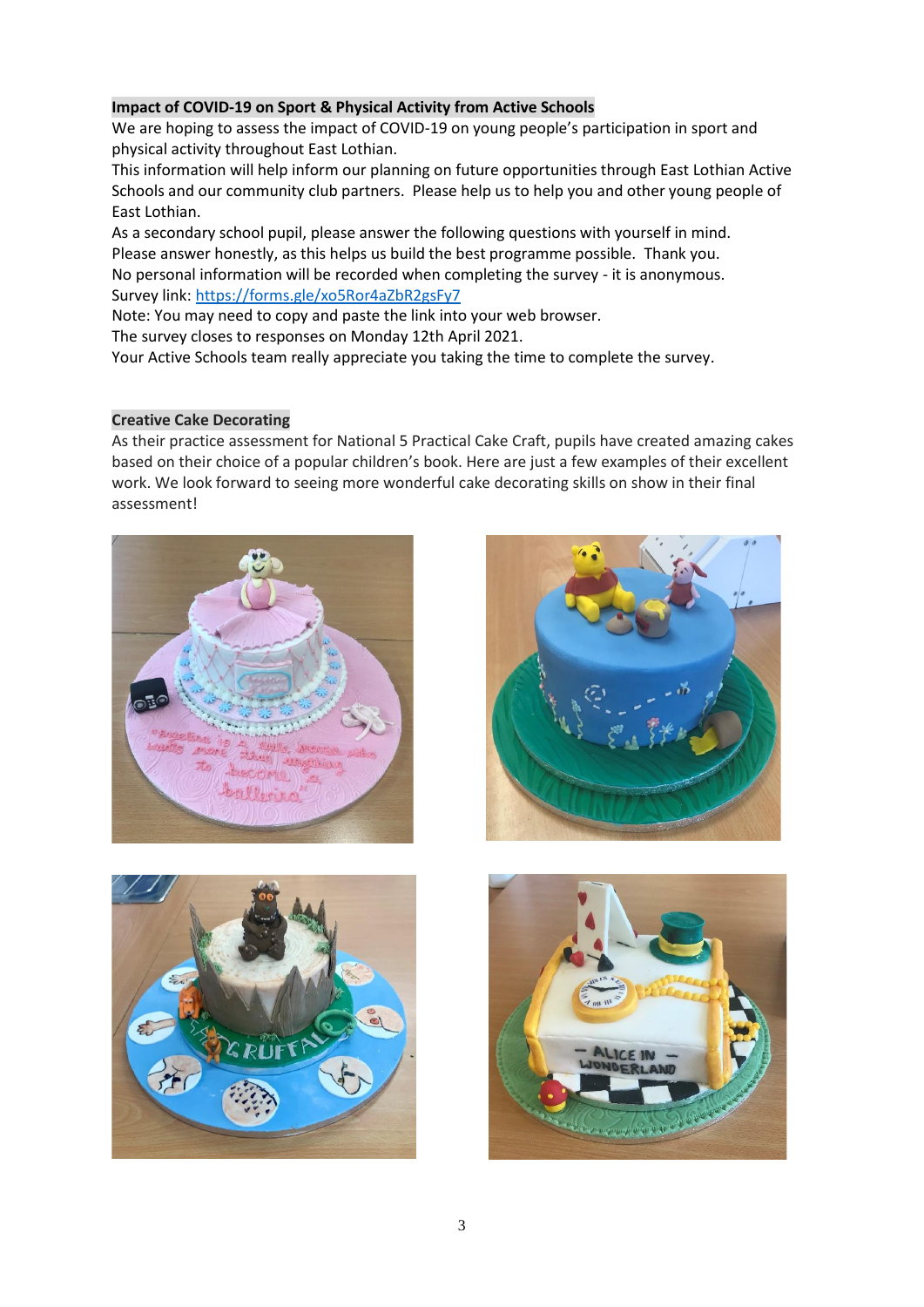**Impact of COVID-19 on Sport & Physical Activity from Active Schools**

We are hoping to assess the impact of COVID-19 on young people's participation in sport and physical activity throughout East Lothian.

This information will help inform our planning on future opportunities through East Lothian Active Schools and our community club partners. Please help us to help you and other young people of East Lothian.

As a secondary school pupil, please answer the following questions with yourself in mind.

Please answer honestly, as this helps us build the best programme possible. Thank you.

No personal information will be recorded when completing the survey - it is anonymous.

Survey link: https://forms.gle/xo5Ror4aZbR2gsFy7

Note: You may need to copy and paste the link into your web browser.

The survey closes to responses on Monday 12th April 2021.

Your Active Schools team really appreciate you taking the time to complete the survey.

**Creative Cake Decorating**

As their practice assessment for National 5 Practical Cake Craft, pupils have created amazing cakes based on their choice of a popular children's book. Here are just a few examples of their excellent work. We look forward to seeing more wonderful cake decorating skills on show in their final assessment!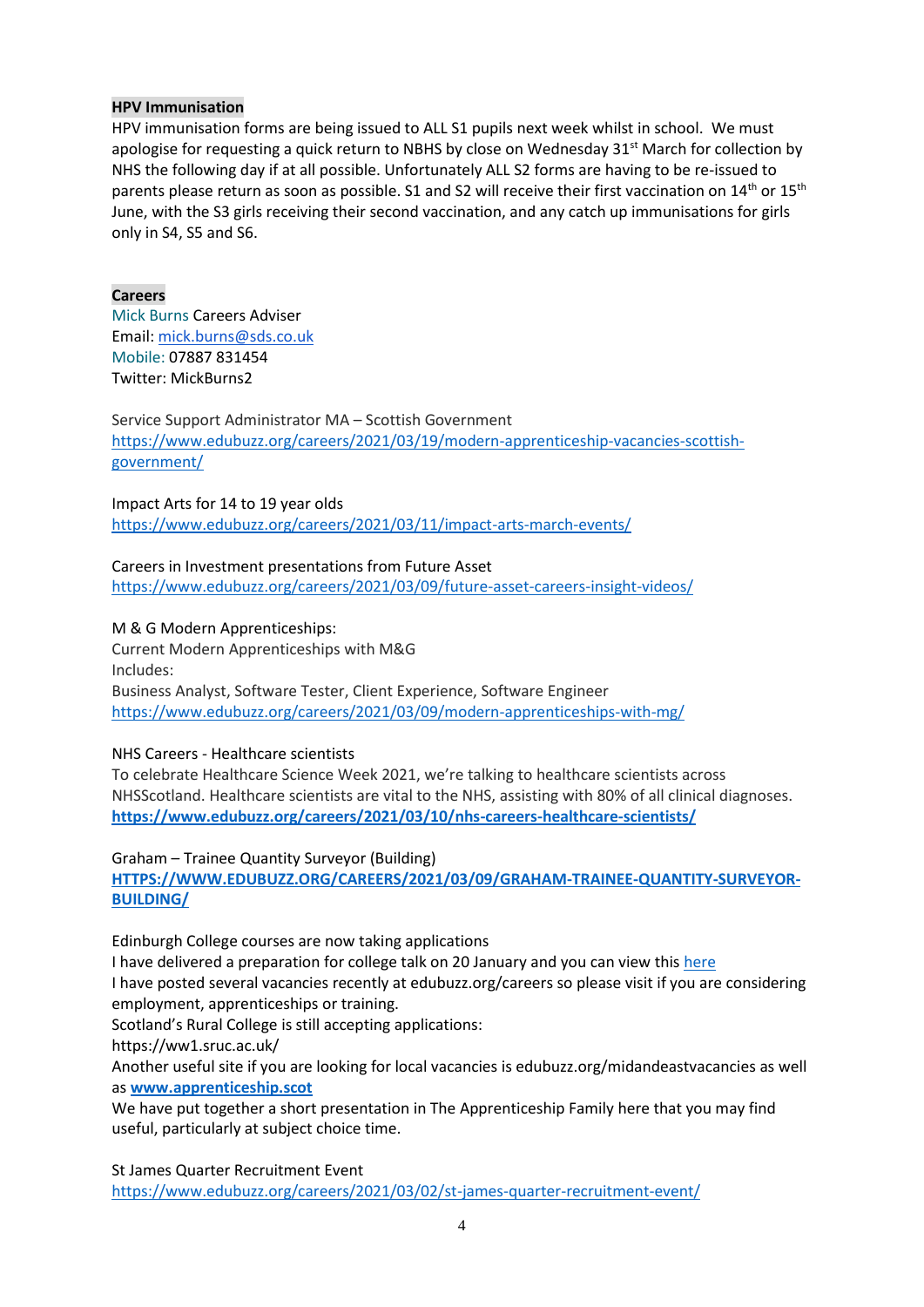**HPV Immunisation**

HPV immunisation forms are being issued to ALL S1 pupils next week whilst in school. We must apologise for requesting a quick return to NBHS by close on Wednesday 31st March for collection by NHS the following day if at all possible. Unfortunately ALL S2 forms are having to be re-issued to parents please return as soon as possible. S1 and S2 will receive their first vaccination on 14th or 15th June, with the S3 girls receiving their second vaccination, and any catch up immunisations for girls only in S4, S5 and S6.

**Careers**

Mick Burns Careers Adviser
Email: mick.burns@sds.co.uk
Mobile: 07887 831454
Twitter: MickBurns2

Service Support Administrator MA – Scottish Government
https://www.edubuzz.org/careers/2021/03/19/modern-apprenticeship-vacancies-scottish-government/

Impact Arts for 14 to 19 year olds
https://www.edubuzz.org/careers/2021/03/11/impact-arts-march-events/

Careers in Investment presentations from Future Asset
https://www.edubuzz.org/careers/2021/03/09/future-asset-careers-insight-videos/

M & G Modern Apprenticeships:
Current Modern Apprenticeships with M&G
Includes:
Business Analyst, Software Tester, Client Experience, Software Engineer
https://www.edubuzz.org/careers/2021/03/09/modern-apprenticeships-with-mg/

NHS Careers - Healthcare scientists
To celebrate Healthcare Science Week 2021, we're talking to healthcare scientists across NHSScotland. Healthcare scientists are vital to the NHS, assisting with 80% of all clinical diagnoses.
**https://www.edubuzz.org/careers/2021/03/10/nhs-careers-healthcare-scientists/**

Graham – Trainee Quantity Surveyor (Building)
**HTTPS://WWW.EDUBUZZ.ORG/CAREERS/2021/03/09/GRAHAM-TRAINEE-QUANTITY-SURVEYOR-BUILDING/**

Edinburgh College courses are now taking applications
I have delivered a preparation for college talk on 20 January and you can view this here
I have posted several vacancies recently at edubuzz.org/careers so please visit if you are considering employment, apprenticeships or training.
Scotland's Rural College is still accepting applications:
https://ww1.sruc.ac.uk/
Another useful site if you are looking for local vacancies is edubuzz.org/midandeastvacancies as well as **www.apprenticeship.scot**
We have put together a short presentation in The Apprenticeship Family here that you may find useful, particularly at subject choice time.

St James Quarter Recruitment Event
https://www.edubuzz.org/careers/2021/03/02/st-james-quarter-recruitment-event/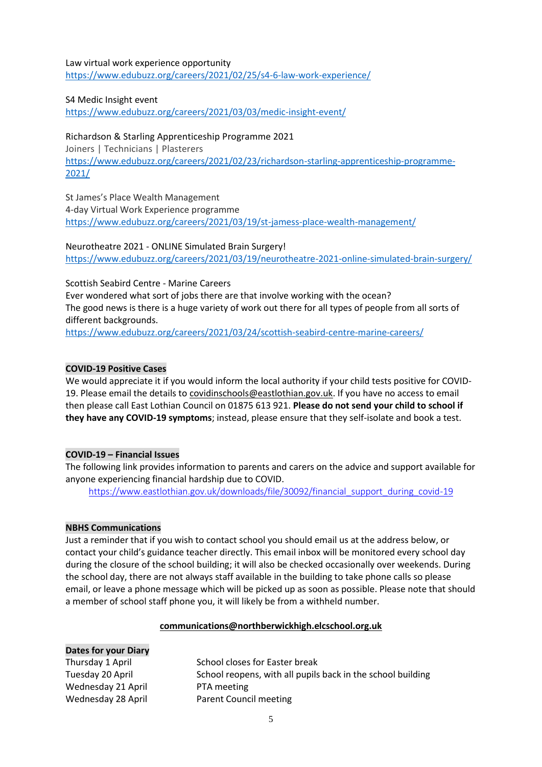Law virtual work experience opportunity
https://www.edubuzz.org/careers/2021/02/25/s4-6-law-work-experience/

S4 Medic Insight event
https://www.edubuzz.org/careers/2021/03/03/medic-insight-event/

Richardson & Starling Apprenticeship Programme 2021
Joiners | Technicians | Plasterers
https://www.edubuzz.org/careers/2021/02/23/richardson-starling-apprenticeship-programme-2021/

St James's Place Wealth Management
4-day Virtual Work Experience programme
https://www.edubuzz.org/careers/2021/03/19/st-jamess-place-wealth-management/

Neurotheatre 2021 - ONLINE Simulated Brain Surgery!
https://www.edubuzz.org/careers/2021/03/19/neurotheatre-2021-online-simulated-brain-surgery/

Scottish Seabird Centre - Marine Careers
Ever wondered what sort of jobs there are that involve working with the ocean?
The good news is there is a huge variety of work out there for all types of people from all sorts of different backgrounds.
https://www.edubuzz.org/careers/2021/03/24/scottish-seabird-centre-marine-careers/

**COVID-19 Positive Cases**

We would appreciate it if you would inform the local authority if your child tests positive for COVID-19. Please email the details to covidinschools@eastlothian.gov.uk. If you have no access to email then please call East Lothian Council on 01875 613 921. **Please do not send your child to school if they have any COVID-19 symptoms**; instead, please ensure that they self-isolate and book a test.

**COVID-19 – Financial Issues**

The following link provides information to parents and carers on the advice and support available for anyone experiencing financial hardship due to COVID.

https://www.eastlothian.gov.uk/downloads/file/30092/financial_support_during_covid-19

**NBHS Communications**

Just a reminder that if you wish to contact school you should email us at the address below, or contact your child's guidance teacher directly. This email inbox will be monitored every school day during the closure of the school building; it will also be checked occasionally over weekends. During the school day, there are not always staff available in the building to take phone calls so please email, or leave a phone message which will be picked up as soon as possible. Please note that should a member of school staff phone you, it will likely be from a withheld number.

**communications@northberwickhigh.elcschool.org.uk**

**Dates for your Diary**

| | |
|---|---|
| Thursday 1 April | School closes for Easter break |
| Tuesday 20 April | School reopens, with all pupils back in the school building |
| Wednesday 21 April | PTA meeting |
| Wednesday 28 April | Parent Council meeting |